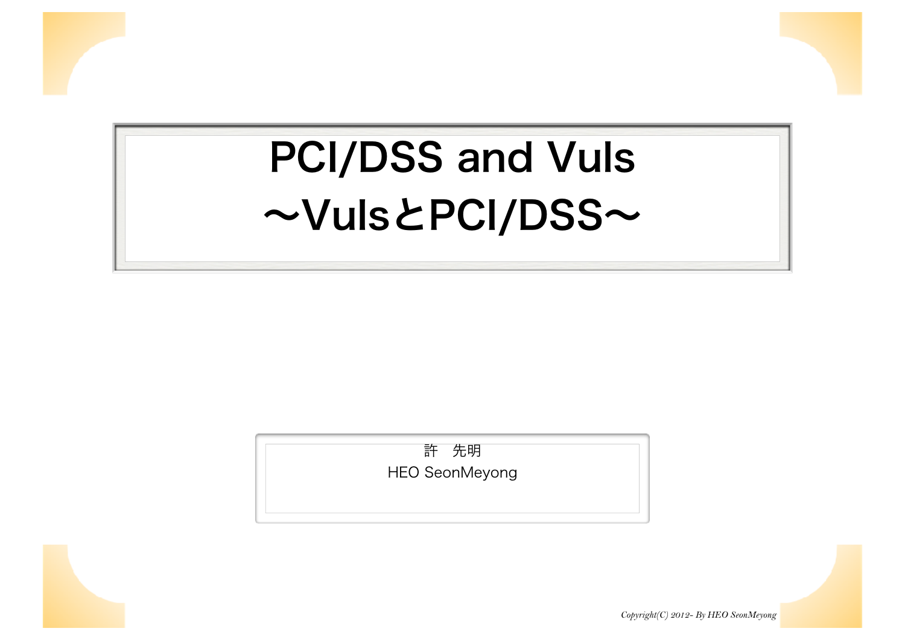# PCI/DSS and Vuls

## ～VulsとPCI/DSS～

許　先明

HEO SeonMeyong

*Copyright(C) 2012- By HEO SeonMeyong*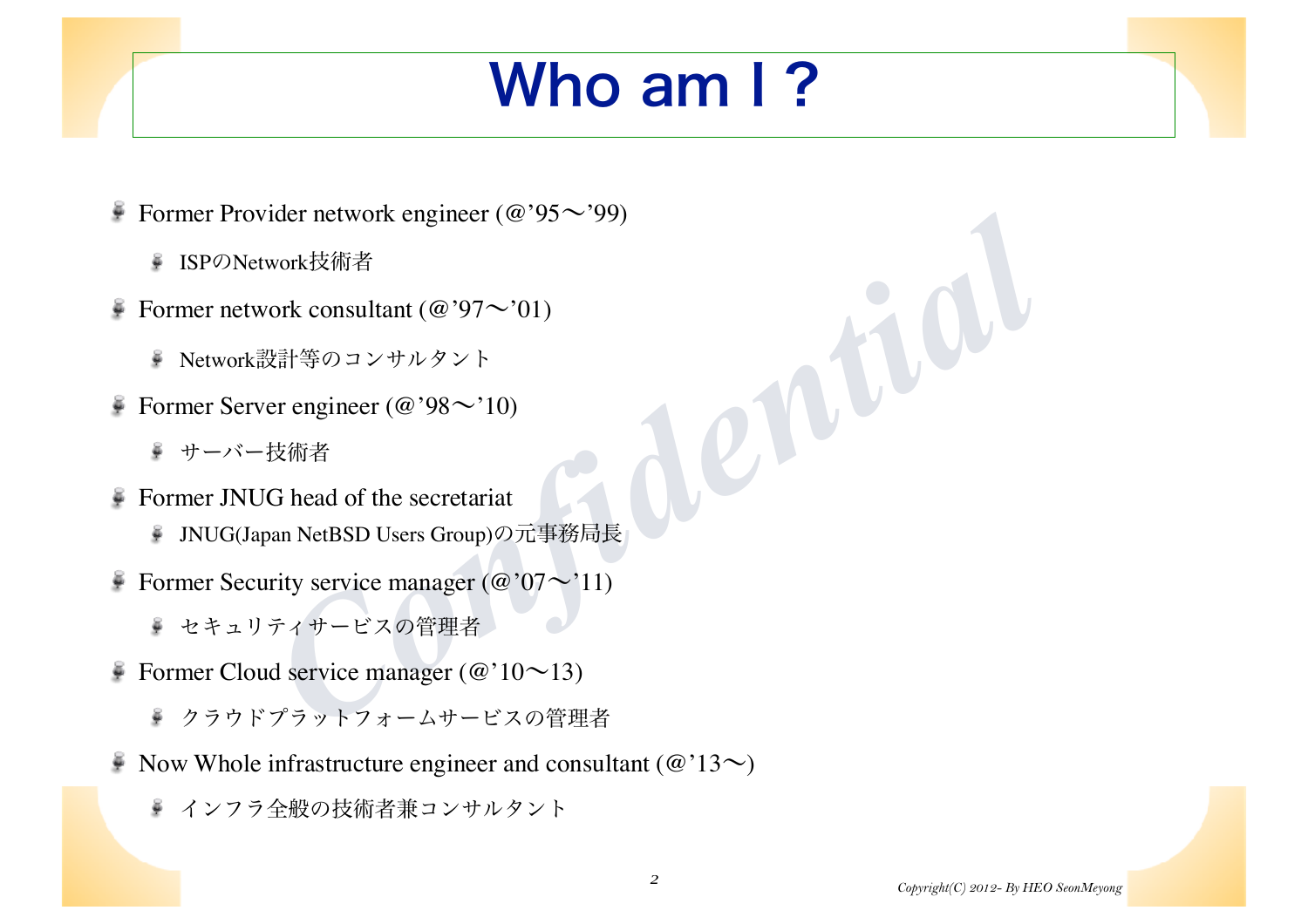# Who am I ?

- Former Provider network engineer (@'95〜'99)
  - ISPのNetwork技術者
- Former network consultant (@'97〜'01)
  - Network設計等のコンサルタント
- Former Server engineer (@'98〜'10)
  - サーバー技術者
- Former JNUG head of the secretariat
  - JNUG(Japan NetBSD Users Group)の元事務局長
- Former Security service manager (@'07〜'11)
  - セキュリティサービスの管理者
- Former Cloud service manager (@'10〜13)
  - クラウドプラットフォームサービスの管理者
- Now Whole infrastructure engineer and consultant (@'13〜)
  - インフラ全般の技術者兼コンサルタント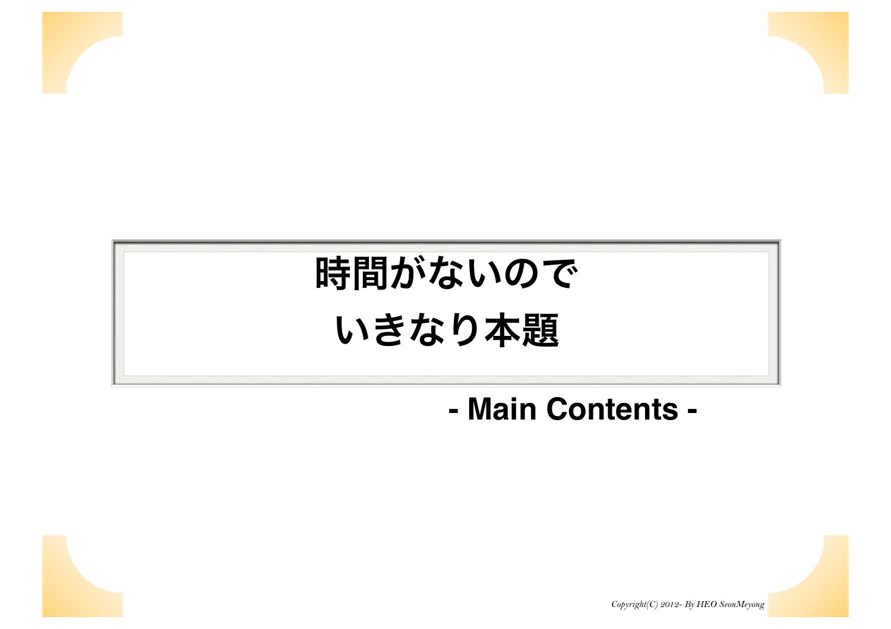# 時間がないので
# いきなり本題

**- Main Contents -**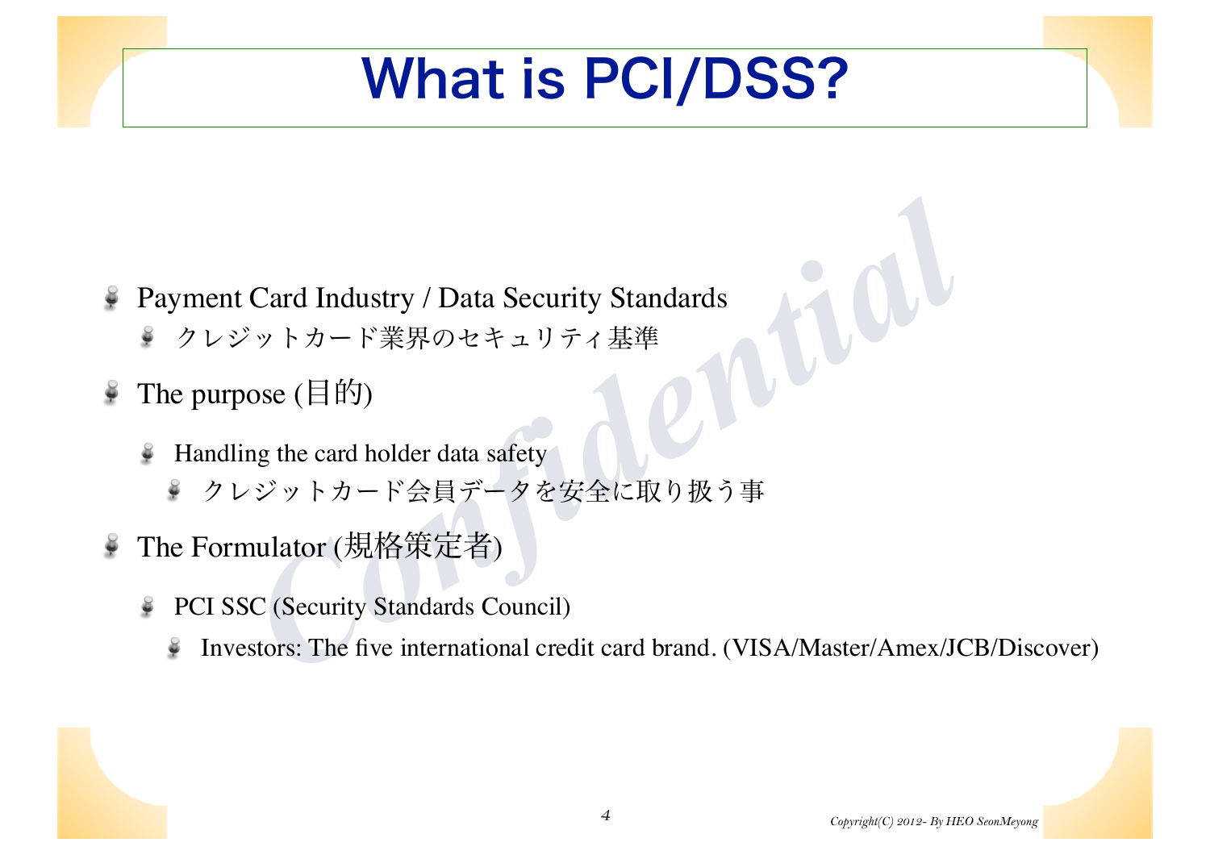# What is PCI/DSS?

- Payment Card Industry / Data Security Standards
  - クレジットカード業界のセキュリティ基準
- The purpose (目的)
  - Handling the card holder data safety
    - クレジットカード会員データを安全に取り扱う事
- The Formulator (規格策定者)
  - PCI SSC (Security Standards Council)
    - Investors: The five international credit card brand. (VISA/Master/Amex/JCB/Discover)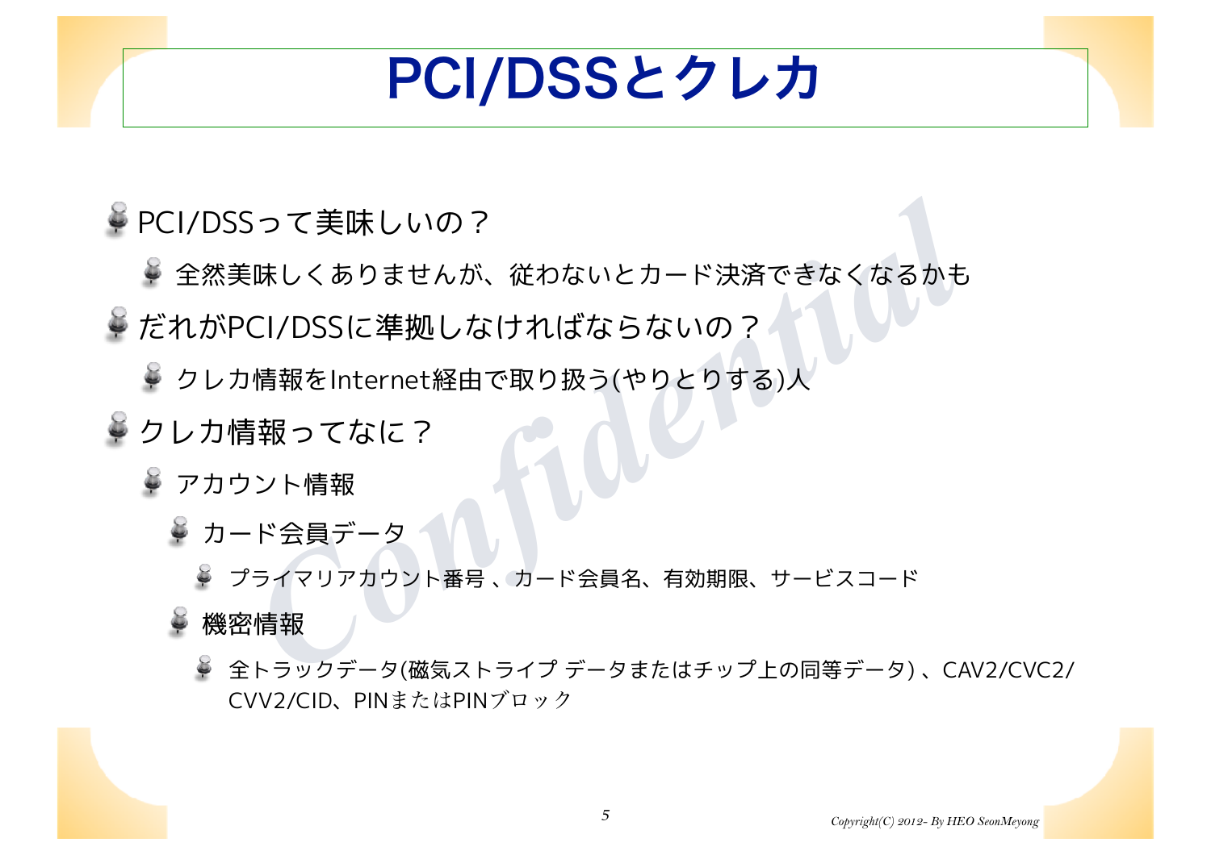# PCI/DSSとクレカ

- PCI/DSSって美味しいの？
  - 全然美味しくありませんが、従わないとカード決済できなくなるかも
- だれがPCI/DSSに準拠しなければならないの？
  - クレカ情報をInternet経由で取り扱う(やりとりする)人
- クレカ情報ってなに？
  - アカウント情報
    - カード会員データ
      - プライマリアカウント番号 、カード会員名、有効期限、サービスコード
    - 機密情報
      - 全トラックデータ(磁気ストライプ データまたはチップ上の同等データ) 、CAV2/CVC2/CVV2/CID、PINまたはPINブロック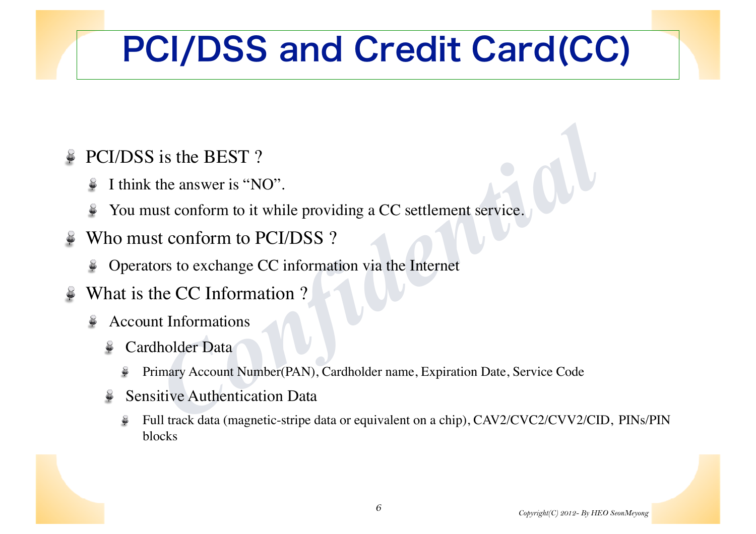# PCI/DSS and Credit Card(CC)

- PCI/DSS is the BEST ?
  - I think the answer is “NO”.
  - You must conform to it while providing a CC settlement service.
- Who must conform to PCI/DSS ?
  - Operators to exchange CC information via the Internet
- What is the CC Information ?
  - Account Informations
    - Cardholder Data
      - Primary Account Number(PAN), Cardholder name, Expiration Date, Service Code
    - Sensitive Authentication Data
      - Full track data (magnetic-stripe data or equivalent on a chip), CAV2/CVC2/CVV2/CID, PINs/PIN blocks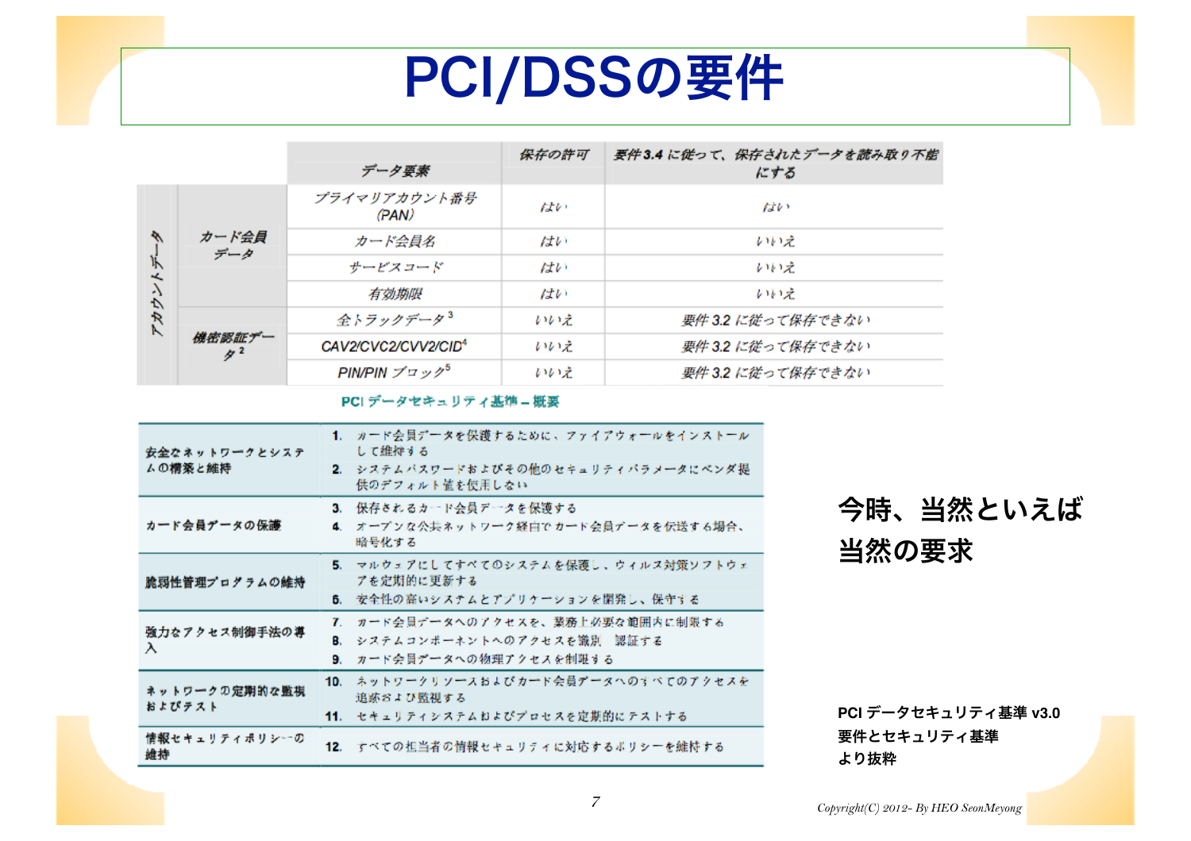# PCI/DSSの要件

| | | データ要素 | 保存の許可 | 要件 3.4 に従って、保存されたデータを読み取り不能にする |
|---|---|---|---|---|
| アカウントデータ | カード会員データ | プライマリアカウント番号（PAN） | はい | はい |
| | | カード会員名 | はい | いいえ |
| | | サービスコード | はい | いいえ |
| | | 有効期限 | はい | いいえ |
| | 機密認証データ[2] | 全トラックデータ[3] | いいえ | 要件 3.2 に従って保存できない |
| | | CAV2/CVC2/CVV2/CID[4] | いいえ | 要件 3.2 に従って保存できない |
| | | PIN/PIN ブロック[5] | いいえ | 要件 3.2 に従って保存できない |

**PCI データセキュリティ基準 – 概要**

| | |
|---|---|
| 安全なネットワークとシステムの構築と維持 | 1. カード会員データを保護するために、ファイアウォールをインストールして維持する<br>2. システムパスワードおよびその他のセキュリティパラメータにベンダ提供のデフォルト値を使用しない |
| カード会員データの保護 | 3. 保存されるカード会員データを保護する<br>4. オープンな公共ネットワーク経由でカード会員データを伝送する場合、暗号化する |
| 脆弱性管理プログラムの維持 | 5. マルウェアにしてすべてのシステムを保護し、ウィルス対策ソフトウェアを定期的に更新する<br>6. 安全性の高いシステムとアプリケーションを開発し、保守する |
| 強力なアクセス制御手法の導入 | 7. カード会員データへのアクセスを、業務上必要な範囲内に制限する<br>8. システムコンポーネントへのアクセスを識別・認証する<br>9. カード会員データへの物理アクセスを制限する |
| ネットワークの定期的な監視およびテスト | 10. ネットワークリソースおよびカード会員データへのすべてのアクセスを追跡および監視する<br>11. セキュリティシステムおよびプロセスを定期的にテストする |
| 情報セキュリティポリシーの維持 | 12. すべての担当者の情報セキュリティに対応するポリシーを維持する |

**今時、当然といえば当然の要求**

**PCI データセキュリティ基準 v3.0 要件とセキュリティ基準 より抜粋**

*Copyright(C) 2012- By HEO SeonMeyong*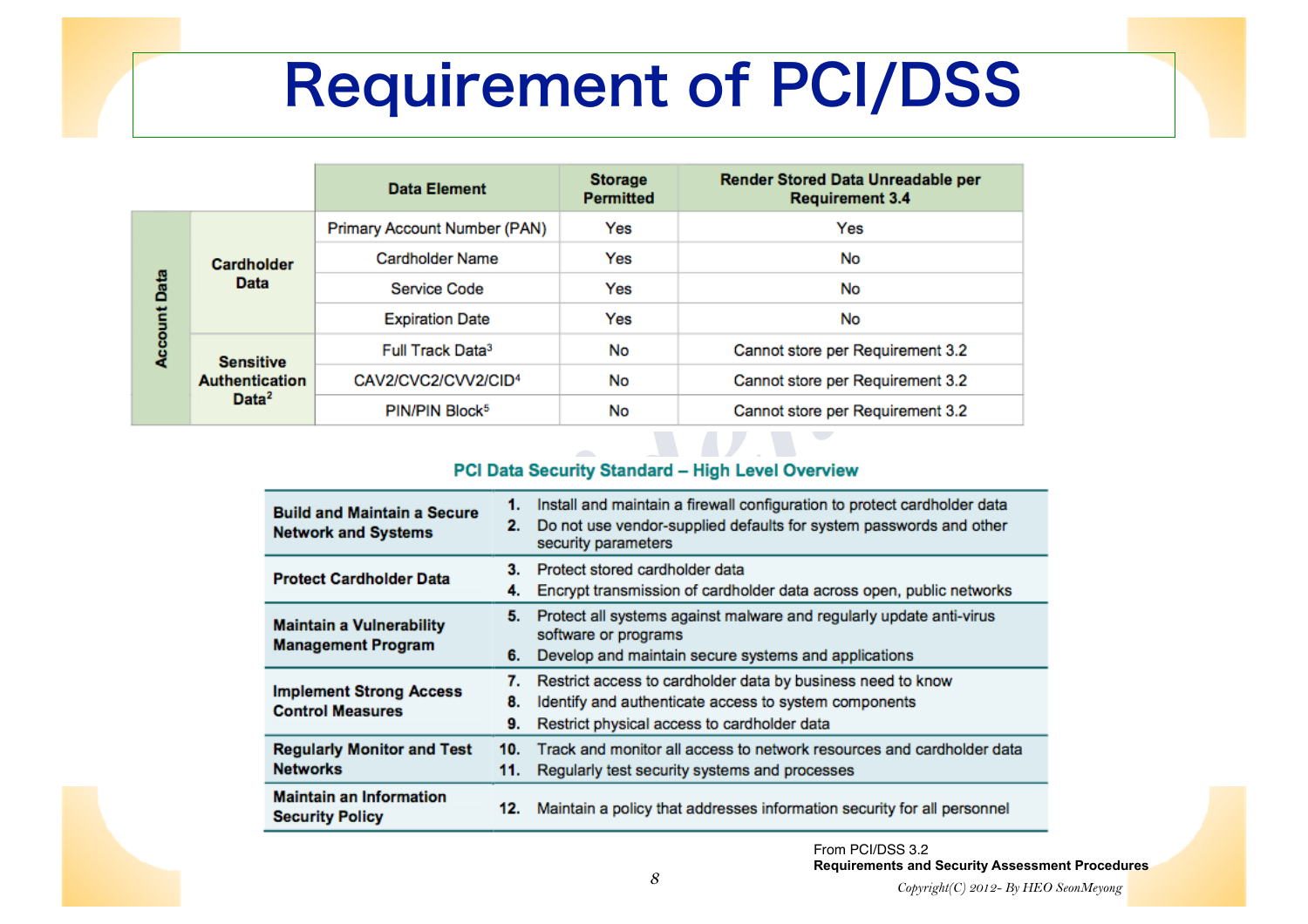# Requirement of PCI/DSS

| | | Data Element | Storage Permitted | Render Stored Data Unreadable per Requirement 3.4 |
|---|---|---|---|---|
| Account Data | Cardholder Data | Primary Account Number (PAN) | Yes | Yes |
| | | Cardholder Name | Yes | No |
| | | Service Code | Yes | No |
| | | Expiration Date | Yes | No |
| | Sensitive Authentication Data[2] | Full Track Data[3] | No | Cannot store per Requirement 3.2 |
| | | CAV2/CVC2/CVV2/CID[4] | No | Cannot store per Requirement 3.2 |
| | | PIN/PIN Block[5] | No | Cannot store per Requirement 3.2 |

**PCI Data Security Standard – High Level Overview**

| | |
|---|---|
| **Build and Maintain a Secure Network and Systems** | **1.** Install and maintain a firewall configuration to protect cardholder data<br>**2.** Do not use vendor-supplied defaults for system passwords and other security parameters |
| **Protect Cardholder Data** | **3.** Protect stored cardholder data<br>**4.** Encrypt transmission of cardholder data across open, public networks |
| **Maintain a Vulnerability Management Program** | **5.** Protect all systems against malware and regularly update anti-virus software or programs<br>**6.** Develop and maintain secure systems and applications |
| **Implement Strong Access Control Measures** | **7.** Restrict access to cardholder data by business need to know<br>**8.** Identify and authenticate access to system components<br>**9.** Restrict physical access to cardholder data |
| **Regularly Monitor and Test Networks** | **10.** Track and monitor all access to network resources and cardholder data<br>**11.** Regularly test security systems and processes |
| **Maintain an Information Security Policy** | **12.** Maintain a policy that addresses information security for all personnel |

From PCI/DSS 3.2
**Requirements and Security Assessment Procedures**

*Copyright(C) 2012- By HEO SeonMeyong*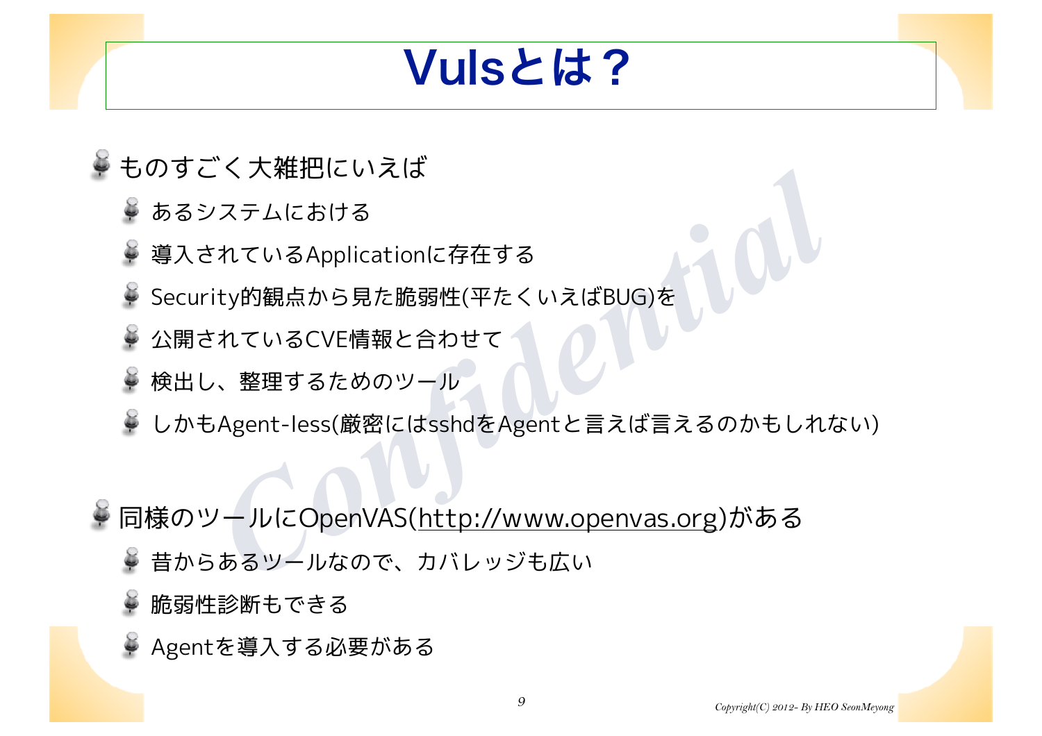# Vulsとは？

- ものすごく大雑把にいえば
  - あるシステムにおける
  - 導入されているApplicationに存在する
  - Security的観点から見た脆弱性(平たくいえばBUG)を
  - 公開されているCVE情報と合わせて
  - 検出し、整理するためのツール
  - しかもAgent-less(厳密にはsshdをAgentと言えば言えるのかもしれない)
- 同様のツールにOpenVAS(http://www.openvas.org)がある
  - 昔からあるツールなので、カバレッジも広い
  - 脆弱性診断もできる
  - Agentを導入する必要がある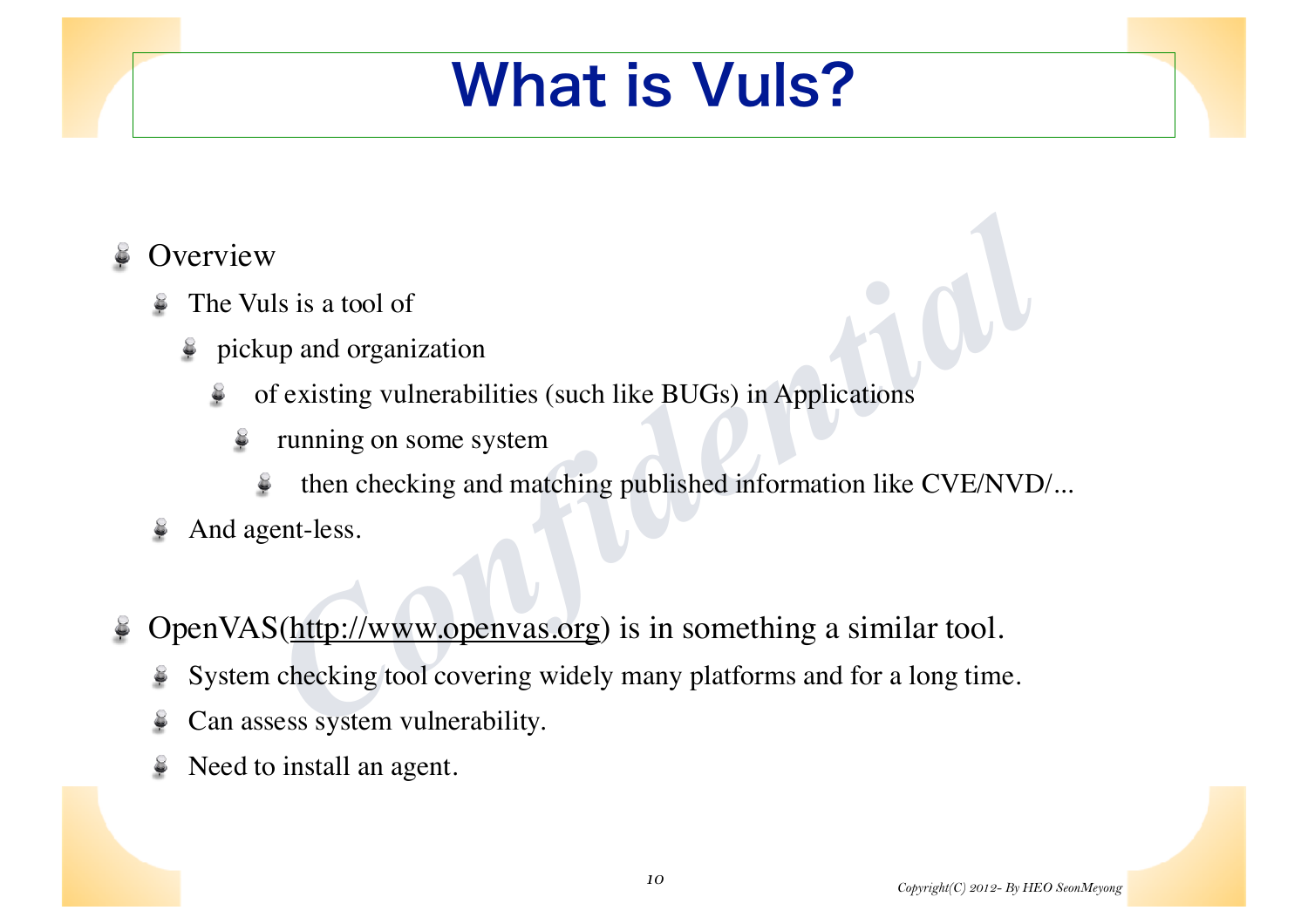# What is Vuls?

- Overview
  - The Vuls is a tool of
    - pickup and organization
      - of existing vulnerabilities (such like BUGs) in Applications
        - running on some system
          - then checking and matching published information like CVE/NVD/...
  - And agent-less.

- OpenVAS(http://www.openvas.org) is in something a similar tool.
  - System checking tool covering widely many platforms and for a long time.
  - Can assess system vulnerability.
  - Need to install an agent.

Copyright(C) 2012- By HEO SeonMeyong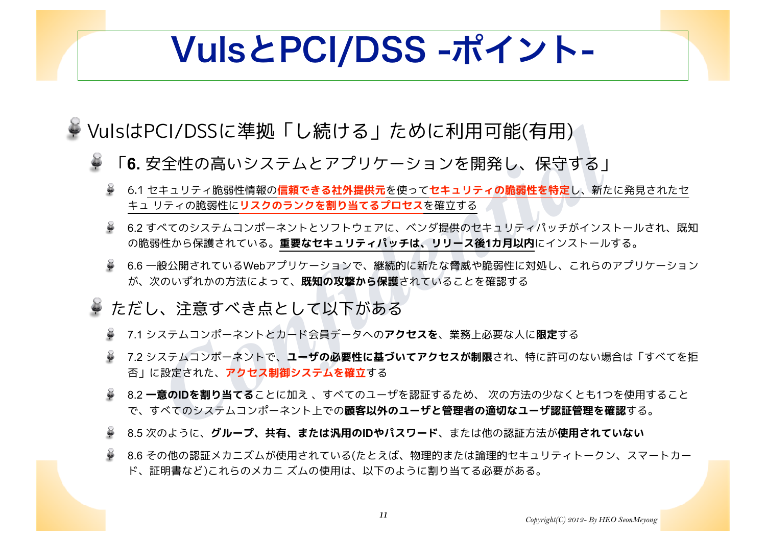# VulsとPCI/DSS -ポイント-

- VulsはPCI/DSSに準拠「し続ける」ために利用可能(有用)
  - 「**6.** 安全性の高いシステムとアプリケーションを開発し、保守する」
    - 6.1 セキュリティ脆弱性情報の**信頼できる社外提供元**を使って**セキュリティの脆弱性を特定**し、新たに発見されたセキュ リティの脆弱性に**リスクのランクを割り当てるプロセス**を確立する
    - 6.2 すべてのシステムコンポーネントとソフトウェアに、ベンダ提供のセキュリティパッチがインストールされ、既知の脆弱性から保護されている。**重要なセキュリティパッチは、リリース後1カ月以内**にインストールする。
    - 6.6 一般公開されているWebアプリケーションで、継続的に新たな脅威や脆弱性に対処し、これらのアプリケーションが、次のいずれかの方法によって、**既知の攻撃から保護**されていることを確認する
  - ただし、注意すべき点として以下がある
    - 7.1 システムコンポーネントとカード会員データへの**アクセスを**、業務上必要な人に**限定**する
    - 7.2 システムコンポーネントで、**ユーザの必要性に基づいてアクセスが制限**され、特に許可のない場合は「すべてを拒否」に設定された、**アクセス制御システムを確立**する
    - 8.2 **一意のIDを割り当てる**ことに加え 、すべてのユーザを認証するため、 次の方法の少なくとも1つを使用することで、すべてのシステムコンポーネント上での**顧客以外のユーザと管理者の適切なユーザ認証管理を確認**する。
    - 8.5 次のように、**グループ、共有、または汎用のIDやパスワード**、または他の認証方法が**使用されていない**
    - 8.6 その他の認証メカニズムが使用されている(たとえば、物理的または論理的セキュリティトークン、スマートカード、証明書など)これらのメカニ ズムの使用は、以下のように割り当てる必要がある。

Copyright(C) 2012- By HEO SeonMeyong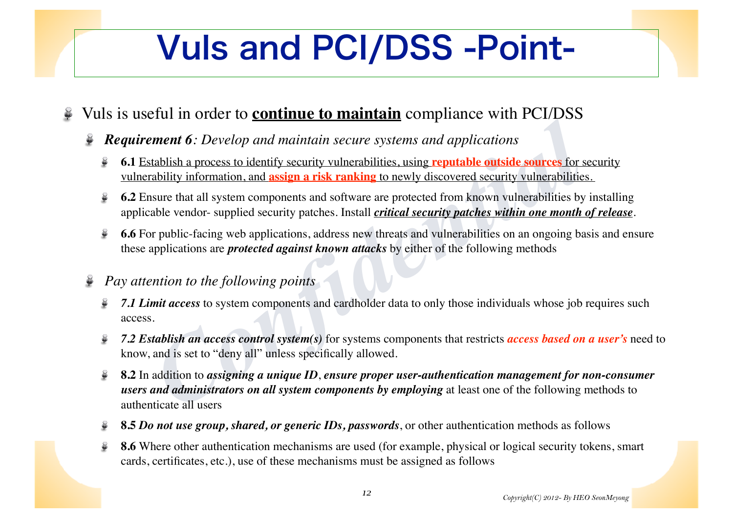# Vuls and PCI/DSS -Point-

- Vuls is useful in order to **continue to maintain** compliance with PCI/DSS
  - ***Requirement 6****: Develop and maintain secure systems and applications*
    - **6.1** Establish a process to identify security vulnerabilities, using **reputable outside sources** for security vulnerability information, and **assign a risk ranking** to newly discovered security vulnerabilities.
    - **6.2** Ensure that all system components and software are protected from known vulnerabilities by installing applicable vendor- supplied security patches. Install ***critical security patches within one month of release***.
    - **6.6** For public-facing web applications, address new threats and vulnerabilities on an ongoing basis and ensure these applications are ***protected against known attacks*** by either of the following methods
  - *Pay attention to the following points*
    - ***7.1 Limit access*** to system components and cardholder data to only those individuals whose job requires such access.
    - ***7.2 Establish an access control system(s)*** for systems components that restricts ***access based on a user's*** need to know, and is set to "deny all" unless specifically allowed.
    - **8.2** In addition to ***assigning a unique ID***, ***ensure proper user-authentication management for non-consumer users and administrators on all system components by employing*** at least one of the following methods to authenticate all users
    - **8.5** ***Do not use group, shared, or generic IDs, passwords***, or other authentication methods as follows
    - **8.6** Where other authentication mechanisms are used (for example, physical or logical security tokens, smart cards, certificates, etc.), use of these mechanisms must be assigned as follows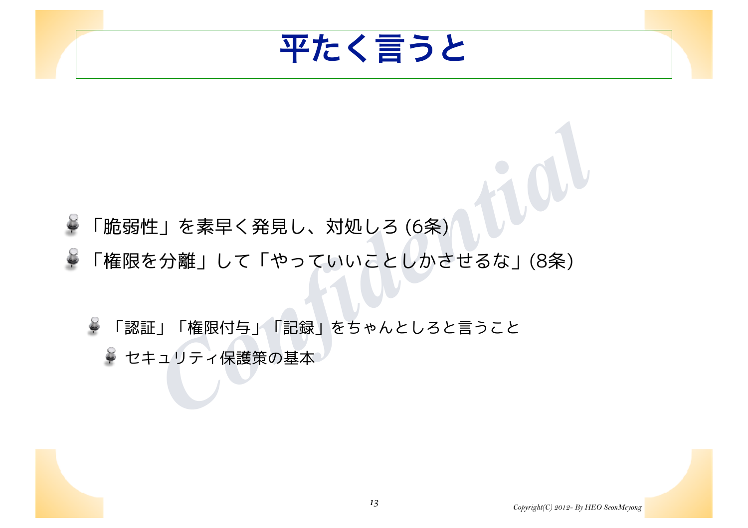# 平たく言うと

- 「脆弱性」を素早く発見し、対処しろ (6条)
- 「権限を分離」して「やっていいことしかさせるな」(8条)
  - 「認証」「権限付与」「記録」をちゃんとしろと言うこと
    - セキュリティ保護策の基本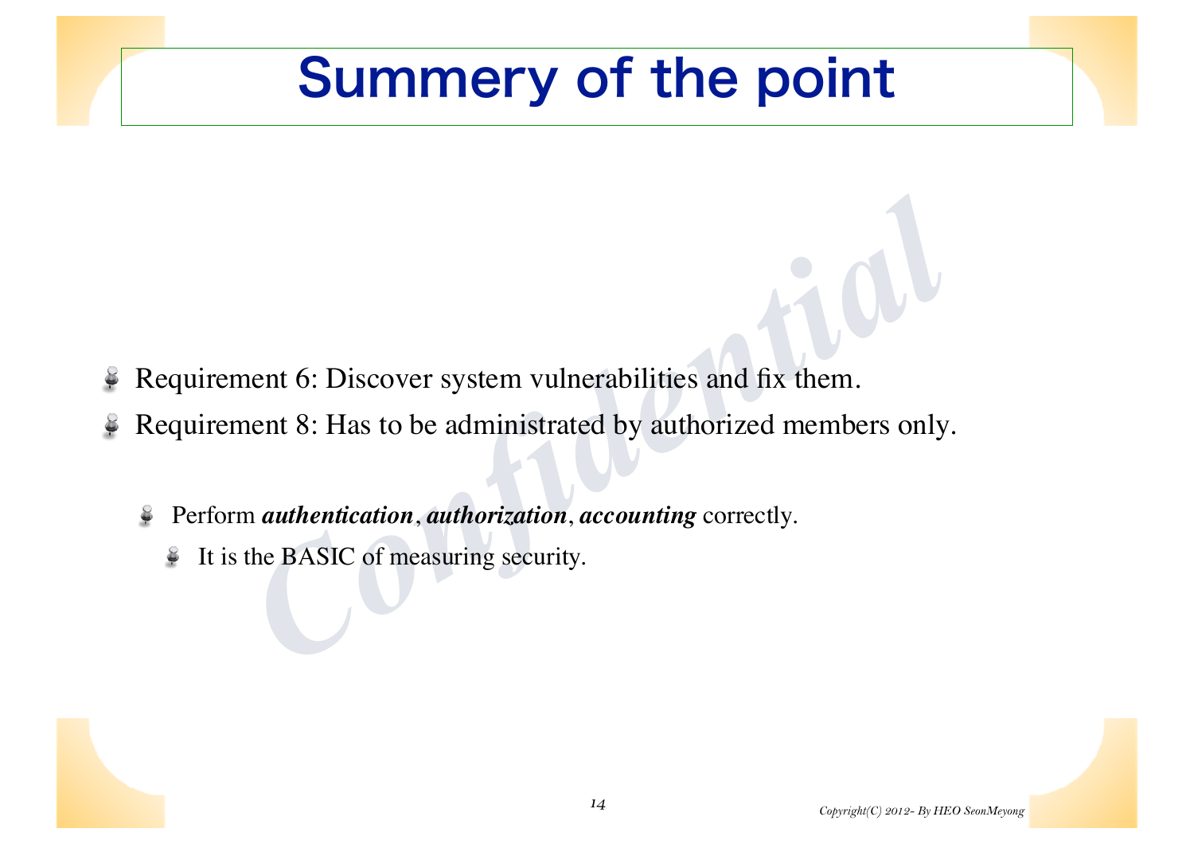# Summery of the point

- Requirement 6: Discover system vulnerabilities and fix them.
- Requirement 8: Has to be administrated by authorized members only.
  - Perform ***authentication***, ***authorization***, ***accounting*** correctly.
    - It is the BASIC of measuring security.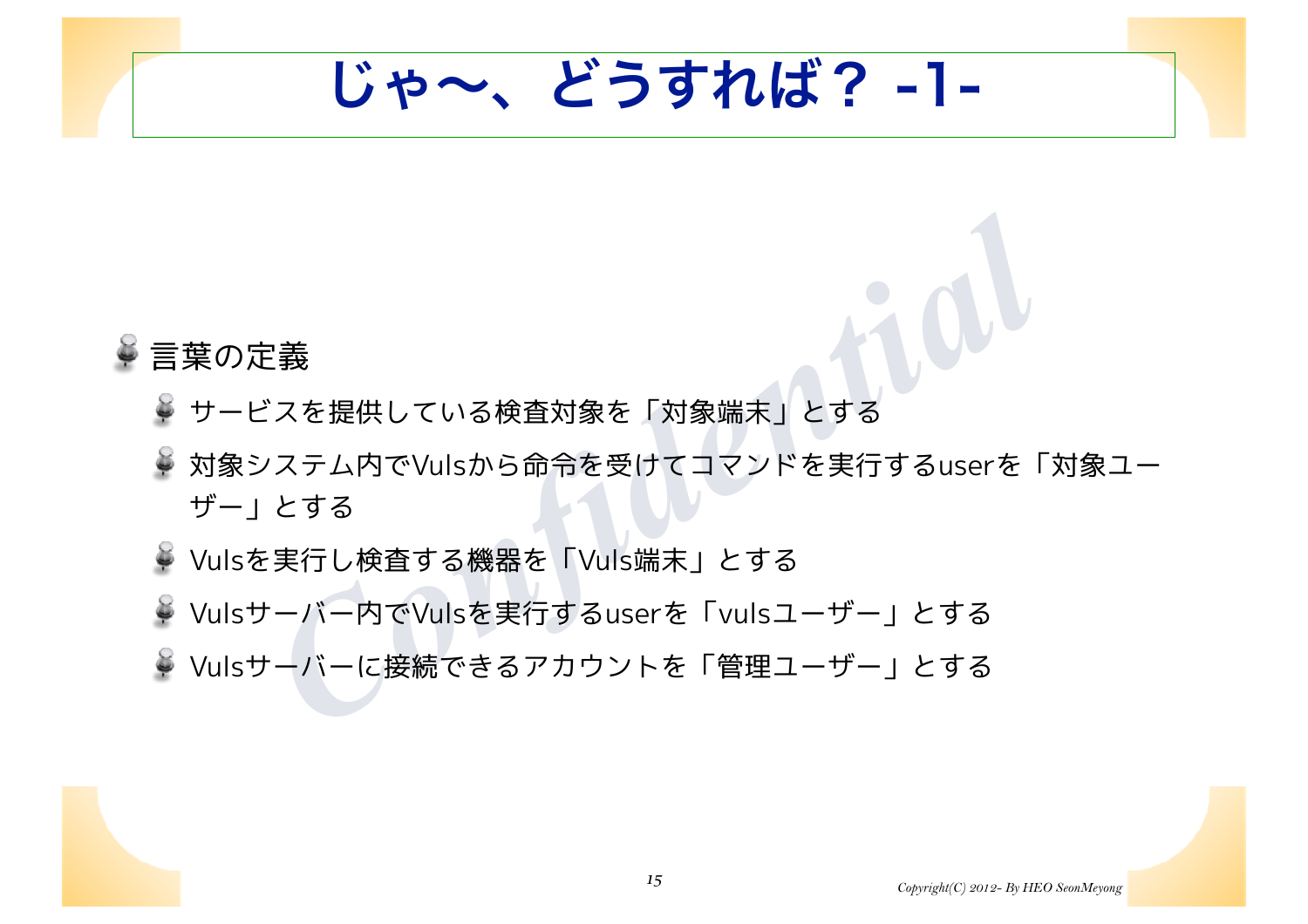# じゃ〜、どうすれば？ -1-

- 言葉の定義
  - サービスを提供している検査対象を「対象端末」とする
  - 対象システム内でVulsから命令を受けてコマンドを実行するuserを「対象ユーザー」とする
  - Vulsを実行し検査する機器を「Vuls端末」とする
  - Vulsサーバー内でVulsを実行するuserを「vulsユーザー」とする
  - Vulsサーバーに接続できるアカウントを「管理ユーザー」とする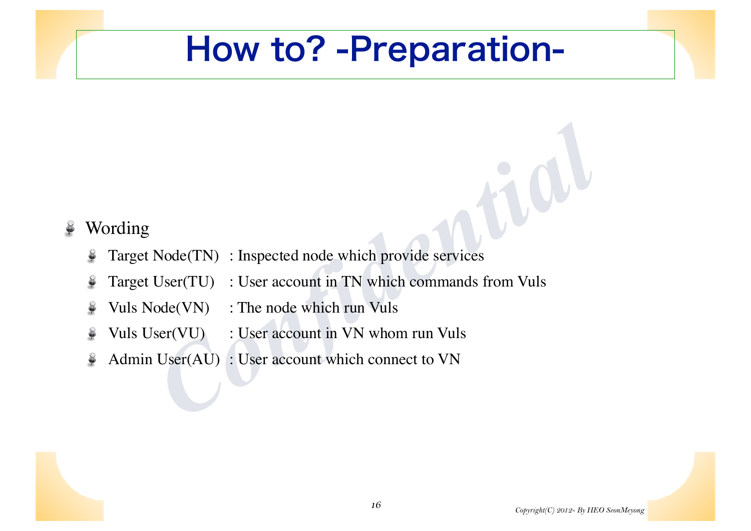# How to? -Preparation-

- Wording
  - Target Node(TN) : Inspected node which provide services
  - Target User(TU) : User account in TN which commands from Vuls
  - Vuls Node(VN) : The node which run Vuls
  - Vuls User(VU) : User account in VN whom run Vuls
  - Admin User(AU) : User account which connect to VN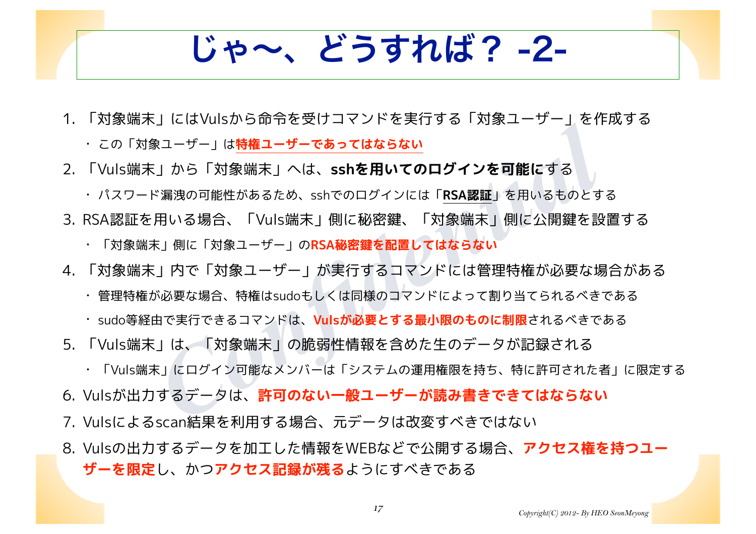# じゃ〜、どうすれば？ -2-

1. 「対象端末」にはVulsから命令を受けコマンドを実行する「対象ユーザー」を作成する
   - この「対象ユーザー」は**特権ユーザーであってはならない**
2. 「Vuls端末」から「対象端末」へは、**sshを用いてのログインを可能に**する
   - パスワード漏洩の可能性があるため、sshでのログインには「**RSA認証**」を用いるものとする
3. RSA認証を用いる場合、「Vuls端末」側に秘密鍵、「対象端末」側に公開鍵を設置する
   - 「対象端末」側に「対象ユーザー」の**RSA秘密鍵を配置してはならない**
4. 「対象端末」内で「対象ユーザー」が実行するコマンドには管理特権が必要な場合がある
   - 管理特権が必要な場合、特権はsudoもしくは同様のコマンドによって割り当てられるべきである
   - sudo等経由で実行できるコマンドは、**Vulsが必要とする最小限のものに制限**されるべきである
5. 「Vuls端末」は、「対象端末」の脆弱性情報を含めた生のデータが記録される
   - 「Vuls端末」にログイン可能なメンバーは「システムの運用権限を持ち、特に許可された者」に限定する
6. Vulsが出力するデータは、**許可のない一般ユーザーが読み書きできてはならない**
7. Vulsによるscan結果を利用する場合、元データは改変すべきではない
8. Vulsの出力するデータを加工した情報をWEBなどで公開する場合、**アクセス権を持つユーザーを限定**し、かつ**アクセス記録が残る**ようにすべきである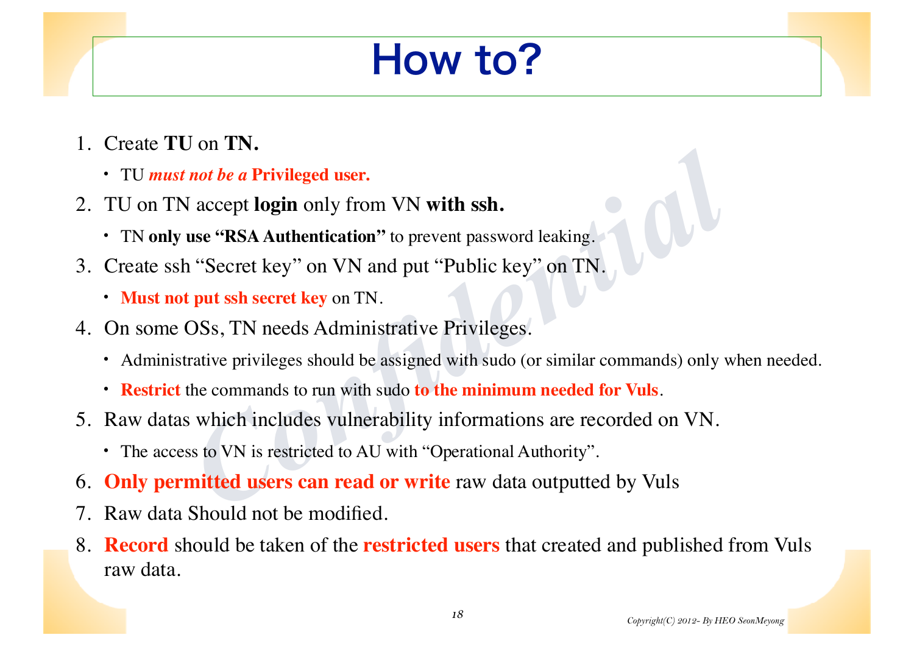# How to?

1. Create **TU** on **TN.**
   - TU ***must not be a*** **Privileged user.**
2. TU on TN accept **login** only from VN **with ssh.**
   - TN **only use "RSA Authentication"** to prevent password leaking.
3. Create ssh "Secret key" on VN and put "Public key" on TN.
   - **Must not put ssh secret key** on TN.
4. On some OSs, TN needs Administrative Privileges.
   - Administrative privileges should be assigned with sudo (or similar commands) only when needed.
   - **Restrict** the commands to run with sudo **to the minimum needed for Vuls**.
5. Raw datas which includes vulnerability informations are recorded on VN.
   - The access to VN is restricted to AU with "Operational Authority".
6. **Only permitted users can read or write** raw data outputted by Vuls
7. Raw data Should not be modified.
8. **Record** should be taken of the **restricted users** that created and published from Vuls raw data.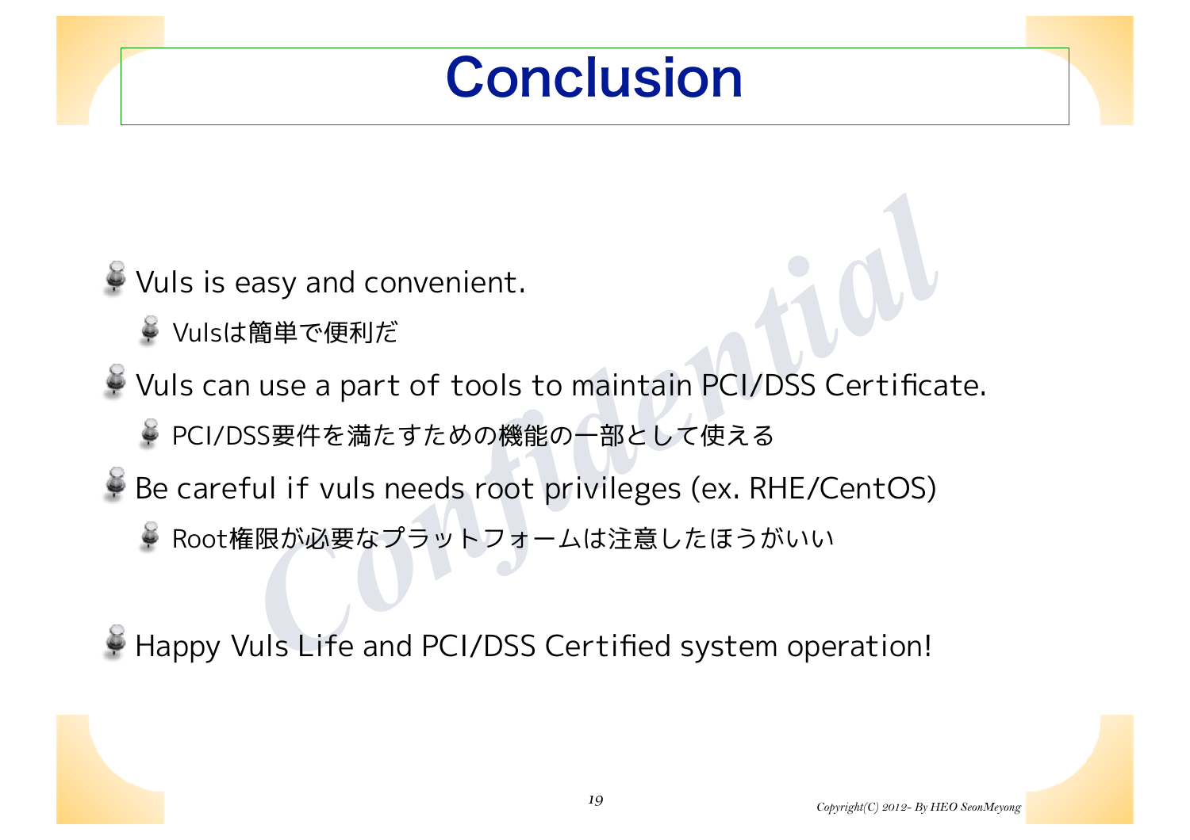# Conclusion

- Vuls is easy and convenient.
  - Vulsは簡単で便利だ
- Vuls can use a part of tools to maintain PCI/DSS Certificate.
  - PCI/DSS要件を満たすための機能の一部として使える
- Be careful if vuls needs root privileges (ex. RHE/CentOS)
  - Root権限が必要なプラットフォームは注意したほうがいい

- Happy Vuls Life and PCI/DSS Certified system operation!

*Confidential*

*Copyright(C) 2012- By HEO SeonMeyong*